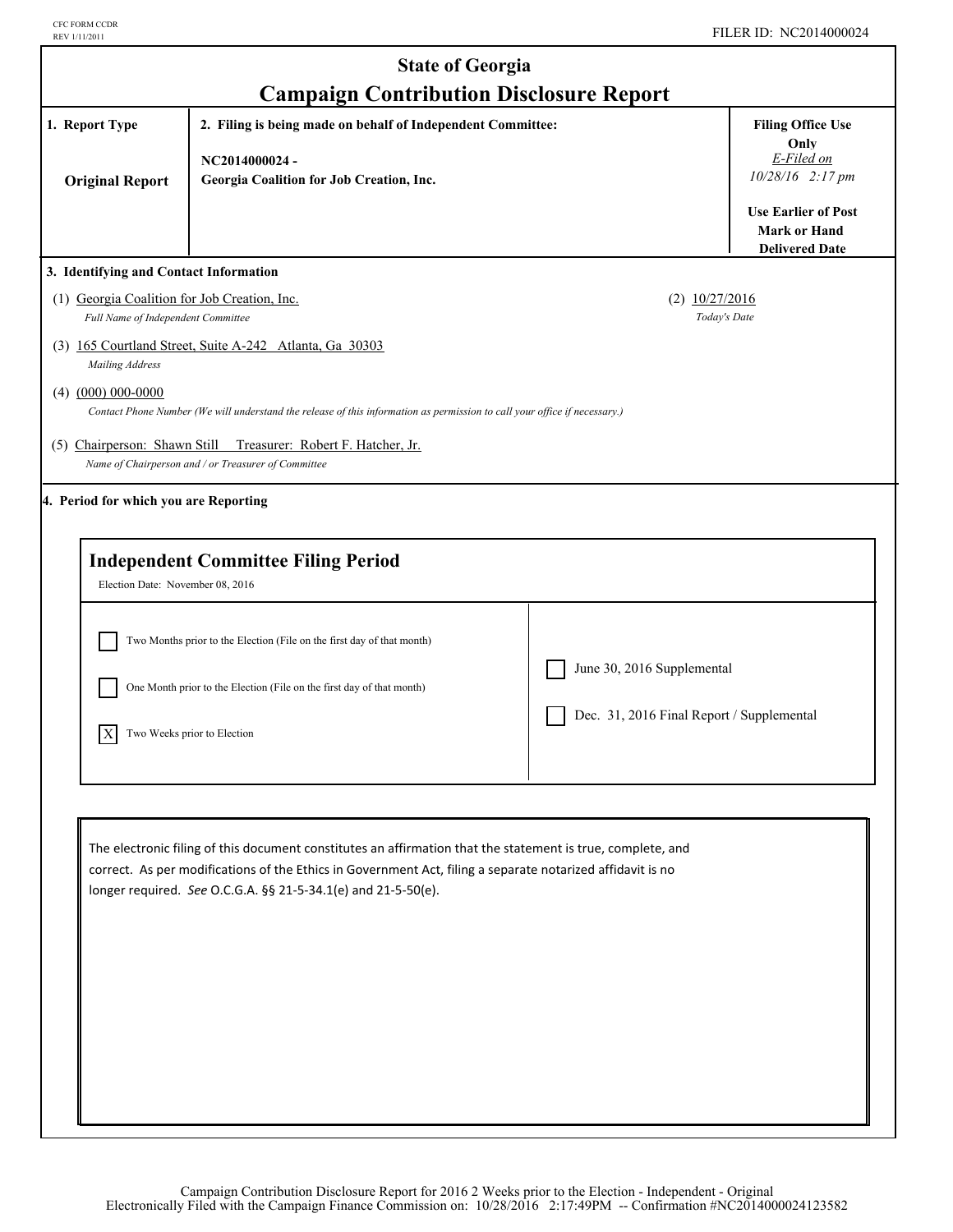CFC FORM CCDR
REV 1/11/2011

FILER ID: NC2014000024

# State of Georgia
## Campaign Contribution Disclosure Report

| 1. Report Type | 2. Filing is being made on behalf of Independent Committee: | Filing Office Use Only |
|---|---|---|
| **Original Report** | NC2014000024 - Georgia Coalition for Job Creation, Inc. | *E-Filed on 10/28/16 2:17 pm* **Use Earlier of Post Mark or Hand Delivered Date** |

**3. Identifying and Contact Information**

(1) Georgia Coalition for Job Creation, Inc.
*Full Name of Independent Committee*

(2) 10/27/2016
*Today's Date*

(3) 165 Courtland Street, Suite A-242 Atlanta, Ga 30303
*Mailing Address*

(4) (000) 000-0000
*Contact Phone Number (We will understand the release of this information as permission to call your office if necessary.)*

(5) Chairperson: Shawn Still Treasurer: Robert F. Hatcher, Jr.
*Name of Chairperson and / or Treasurer of Committee*

**4. Period for which you are Reporting**

### Independent Committee Filing Period

Election Date: November 08, 2016

- [ ] Two Months prior to the Election (File on the first day of that month)
- [ ] One Month prior to the Election (File on the first day of that month)
- [X] Two Weeks prior to Election
- [ ] June 30, 2016 Supplemental
- [ ] Dec. 31, 2016 Final Report / Supplemental

The electronic filing of this document constitutes an affirmation that the statement is true, complete, and correct. As per modifications of the Ethics in Government Act, filing a separate notarized affidavit is no longer required. *See* O.C.G.A. §§ 21-5-34.1(e) and 21-5-50(e).

Campaign Contribution Disclosure Report for 2016 2 Weeks prior to the Election - Independent - Original
Electronically Filed with the Campaign Finance Commission on: 10/28/2016 2:17:49PM -- Confirmation #NC2014000024123582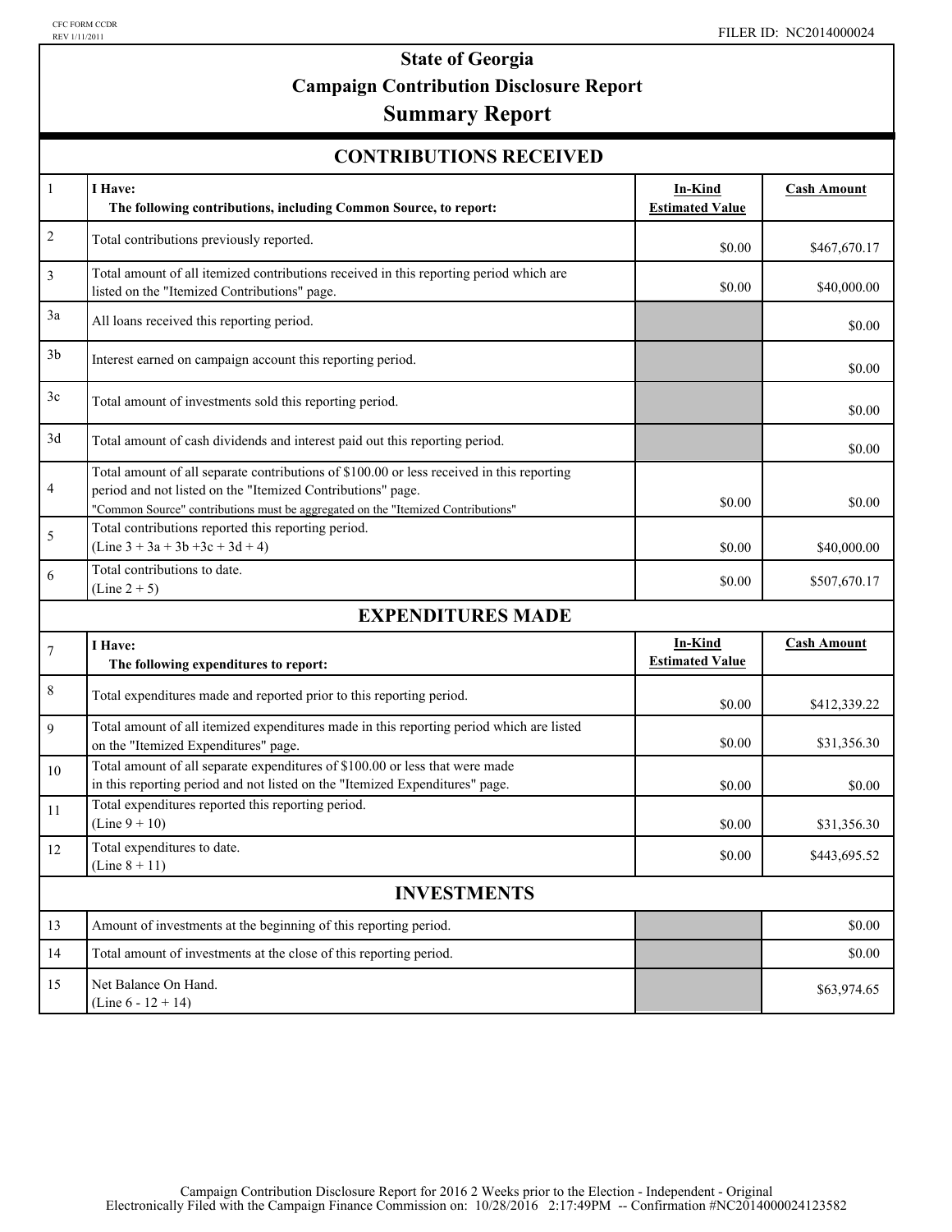CFC FORM CCDR
REV 1/11/2011

FILER ID: NC2014000024

# State of Georgia
# Campaign Contribution Disclosure Report
# Summary Report

## CONTRIBUTIONS RECEIVED

| | | | |
|---|---|---|---|
| 1 | **I Have:** **The following contributions, including Common Source, to report:** | **In-Kind Estimated Value** | **Cash Amount** |
| 2 | Total contributions previously reported. | $0.00 | $467,670.17 |
| 3 | Total amount of all itemized contributions received in this reporting period which are listed on the "Itemized Contributions" page. | $0.00 | $40,000.00 |
| 3a | All loans received this reporting period. | | $0.00 |
| 3b | Interest earned on campaign account this reporting period. | | $0.00 |
| 3c | Total amount of investments sold this reporting period. | | $0.00 |
| 3d | Total amount of cash dividends and interest paid out this reporting period. | | $0.00 |
| 4 | Total amount of all separate contributions of $100.00 or less received in this reporting period and not listed on the "Itemized Contributions" page. "Common Source" contributions must be aggregated on the "Itemized Contributions" | $0.00 | $0.00 |
| 5 | Total contributions reported this reporting period. (Line 3 + 3a + 3b +3c + 3d + 4) | $0.00 | $40,000.00 |
| 6 | Total contributions to date. (Line 2 + 5) | $0.00 | $507,670.17 |

## EXPENDITURES MADE

| | | | |
|---|---|---|---|
| 7 | **I Have:** **The following expenditures to report:** | **In-Kind Estimated Value** | **Cash Amount** |
| 8 | Total expenditures made and reported prior to this reporting period. | $0.00 | $412,339.22 |
| 9 | Total amount of all itemized expenditures made in this reporting period which are listed on the "Itemized Expenditures" page. | $0.00 | $31,356.30 |
| 10 | Total amount of all separate expenditures of $100.00 or less that were made in this reporting period and not listed on the "Itemized Expenditures" page. | $0.00 | $0.00 |
| 11 | Total expenditures reported this reporting period. (Line 9 + 10) | $0.00 | $31,356.30 |
| 12 | Total expenditures to date. (Line 8 + 11) | $0.00 | $443,695.52 |

## INVESTMENTS

| | | | |
|---|---|---|---|
| 13 | Amount of investments at the beginning of this reporting period. | | $0.00 |
| 14 | Total amount of investments at the close of this reporting period. | | $0.00 |
| 15 | Net Balance On Hand. (Line 6 - 12 + 14) | | $63,974.65 |

Campaign Contribution Disclosure Report for 2016 2 Weeks prior to the Election - Independent - Original
Electronically Filed with the Campaign Finance Commission on: 10/28/2016 2:17:49PM -- Confirmation #NC2014000024123582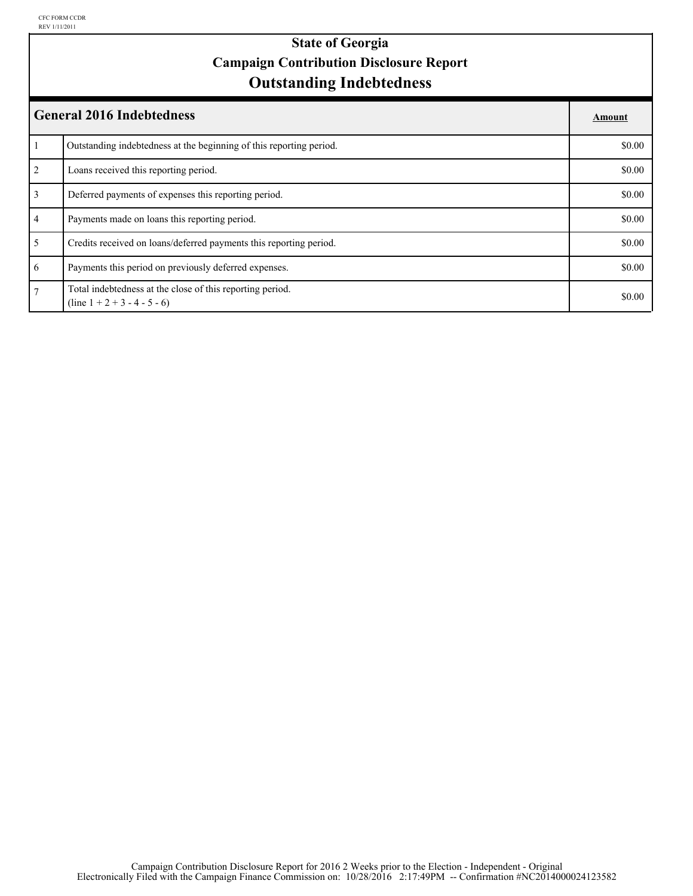CFC FORM CCDR
REV 1/11/2011

# State of Georgia
# Campaign Contribution Disclosure Report
# Outstanding Indebtedness

| | General 2016 Indebtedness | Amount |
|---|---|---|
| 1 | Outstanding indebtedness at the beginning of this reporting period. | $0.00 |
| 2 | Loans received this reporting period. | $0.00 |
| 3 | Deferred payments of expenses this reporting period. | $0.00 |
| 4 | Payments made on loans this reporting period. | $0.00 |
| 5 | Credits received on loans/deferred payments this reporting period. | $0.00 |
| 6 | Payments this period on previously deferred expenses. | $0.00 |
| 7 | Total indebtedness at the close of this reporting period. (line 1 + 2 + 3 - 4 - 5 - 6) | $0.00 |

Campaign Contribution Disclosure Report for 2016 2 Weeks prior to the Election - Independent - Original
Electronically Filed with the Campaign Finance Commission on: 10/28/2016 2:17:49PM -- Confirmation #NC2014000024123582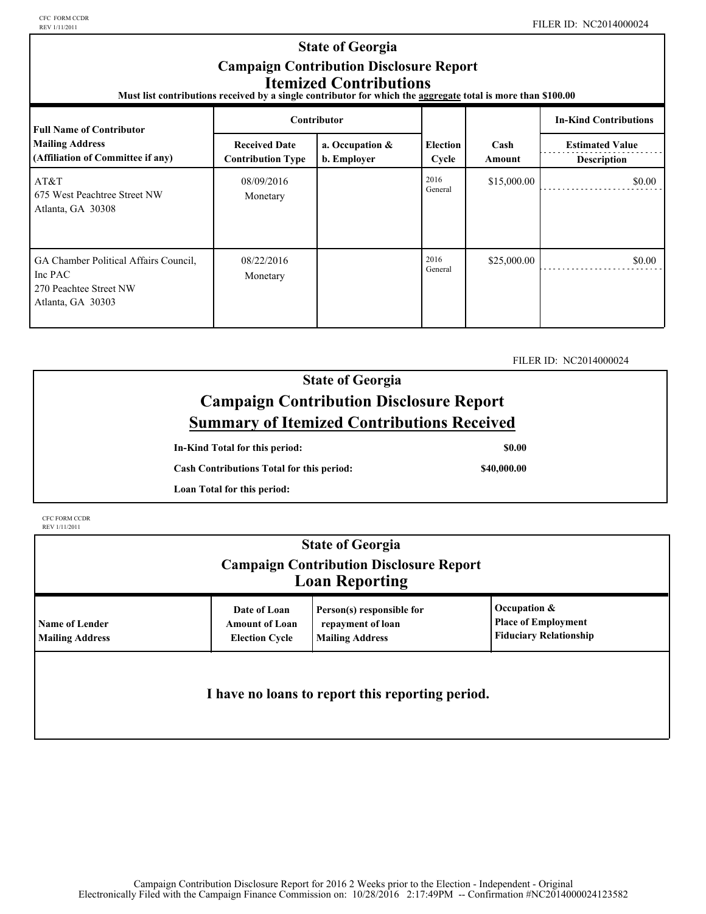CFC FORM CCDR
REV 1/11/2011

FILER ID: NC2014000024

# State of Georgia
## Campaign Contribution Disclosure Report
## Itemized Contributions

**Must list contributions received by a single contributor for which the aggregate total is more than $100.00**

| Full Name of Contributor<br>Mailing Address<br>(Affiliation of Committee if any) | Contributor<br>Received Date<br>Contribution Type | <br>a. Occupation &<br>b. Employer | Election Cycle | Cash Amount | In-Kind Contributions<br>Estimated Value<br>Description |
|---|---|---|---|---|---|
| AT&T<br>675 West Peachtree Street NW<br>Atlanta, GA 30308 | 08/09/2016<br>Monetary | | 2016 General | $15,000.00 | $0.00 |
| GA Chamber Political Affairs Council, Inc PAC<br>270 Peachtee Street NW<br>Atlanta, GA 30303 | 08/22/2016<br>Monetary | | 2016 General | $25,000.00 | $0.00 |

FILER ID: NC2014000024

# State of Georgia
## Campaign Contribution Disclosure Report
## Summary of Itemized Contributions Received

| | |
|---|---|
| **In-Kind Total for this period:** | **$0.00** |
| **Cash Contributions Total for this period:** | **$40,000.00** |
| **Loan Total for this period:** | |

CFC FORM CCDR
REV 1/11/2011

# State of Georgia
## Campaign Contribution Disclosure Report
## Loan Reporting

| Name of Lender<br>Mailing Address | Date of Loan<br>Amount of Loan<br>Election Cycle | Person(s) responsible for repayment of loan<br>Mailing Address | Occupation &<br>Place of Employment<br>Fiduciary Relationship |
|---|---|---|---|

**I have no loans to report this reporting period.**

Campaign Contribution Disclosure Report for 2016 2 Weeks prior to the Election - Independent - Original
Electronically Filed with the Campaign Finance Commission on: 10/28/2016 2:17:49PM -- Confirmation #NC2014000024123582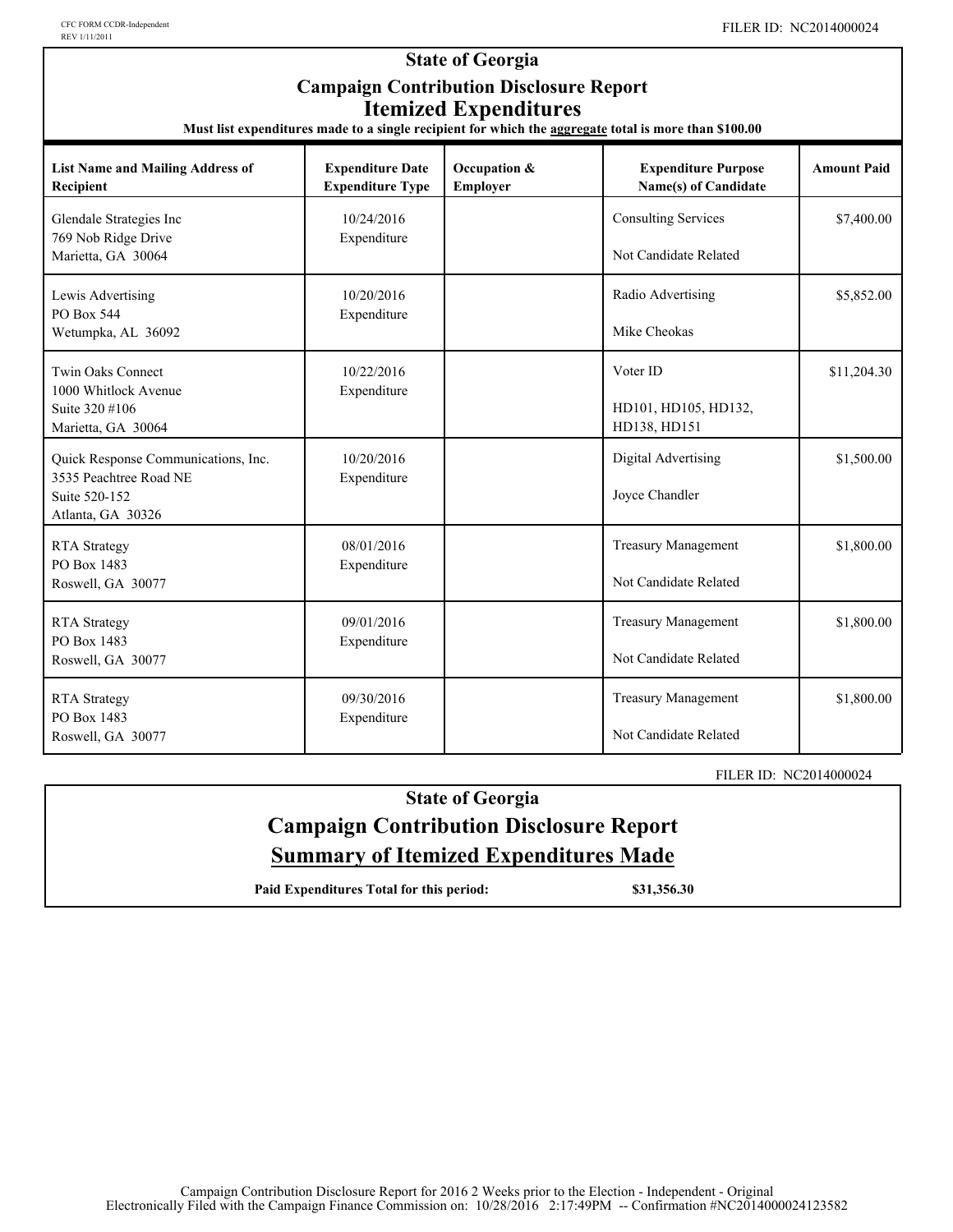CFC FORM CCDR-Independent
REV 1/11/2011

FILER ID: NC2014000024

# State of Georgia

## Campaign Contribution Disclosure Report

## Itemized Expenditures

**Must list expenditures made to a single recipient for which the aggregate total is more than $100.00**

| List Name and Mailing Address of Recipient | Expenditure Date / Expenditure Type | Occupation & Employer | Expenditure Purpose / Name(s) of Candidate | Amount Paid |
|---|---|---|---|---|
| Glendale Strategies Inc<br>769 Nob Ridge Drive<br>Marietta, GA 30064 | 10/24/2016<br>Expenditure | | Consulting Services<br><br>Not Candidate Related | $7,400.00 |
| Lewis Advertising<br>PO Box 544<br>Wetumpka, AL 36092 | 10/20/2016<br>Expenditure | | Radio Advertising<br><br>Mike Cheokas | $5,852.00 |
| Twin Oaks Connect<br>1000 Whitlock Avenue<br>Suite 320 #106<br>Marietta, GA 30064 | 10/22/2016<br>Expenditure | | Voter ID<br><br>HD101, HD105, HD132, HD138, HD151 | $11,204.30 |
| Quick Response Communications, Inc.<br>3535 Peachtree Road NE<br>Suite 520-152<br>Atlanta, GA 30326 | 10/20/2016<br>Expenditure | | Digital Advertising<br><br>Joyce Chandler | $1,500.00 |
| RTA Strategy<br>PO Box 1483<br>Roswell, GA 30077 | 08/01/2016<br>Expenditure | | Treasury Management<br><br>Not Candidate Related | $1,800.00 |
| RTA Strategy<br>PO Box 1483<br>Roswell, GA 30077 | 09/01/2016<br>Expenditure | | Treasury Management<br><br>Not Candidate Related | $1,800.00 |
| RTA Strategy<br>PO Box 1483<br>Roswell, GA 30077 | 09/30/2016<br>Expenditure | | Treasury Management<br><br>Not Candidate Related | $1,800.00 |

FILER ID: NC2014000024

# State of Georgia

## Campaign Contribution Disclosure Report

## Summary of Itemized Expenditures Made

**Paid Expenditures Total for this period:** **$31,356.30**

Campaign Contribution Disclosure Report for 2016 2 Weeks prior to the Election - Independent - Original
Electronically Filed with the Campaign Finance Commission on: 10/28/2016 2:17:49PM -- Confirmation #NC2014000024123582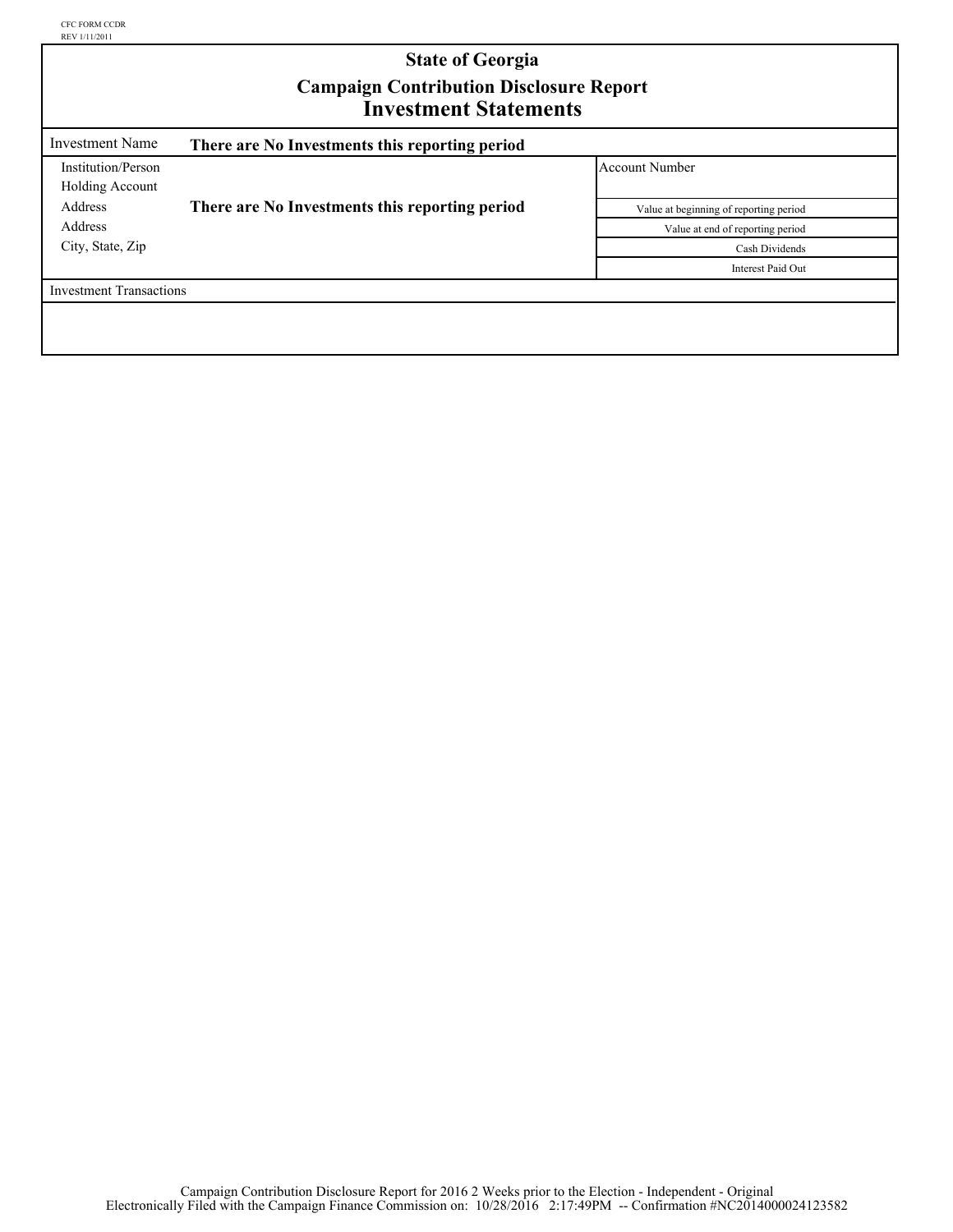CFC FORM CCDR
REV 1/11/2011

# State of Georgia

## Campaign Contribution Disclosure Report

## Investment Statements

| | | |
|---|---|---|
| Investment Name | **There are No Investments this reporting period** | |
| Institution/Person Holding Account | | Account Number |
| Address | **There are No Investments this reporting period** | Value at beginning of reporting period |
| Address | | Value at end of reporting period |
| City, State, Zip | | Cash Dividends |
| | | Interest Paid Out |

Investment Transactions

Campaign Contribution Disclosure Report for 2016 2 Weeks prior to the Election - Independent - Original
Electronically Filed with the Campaign Finance Commission on: 10/28/2016 2:17:49PM -- Confirmation #NC2014000024123582